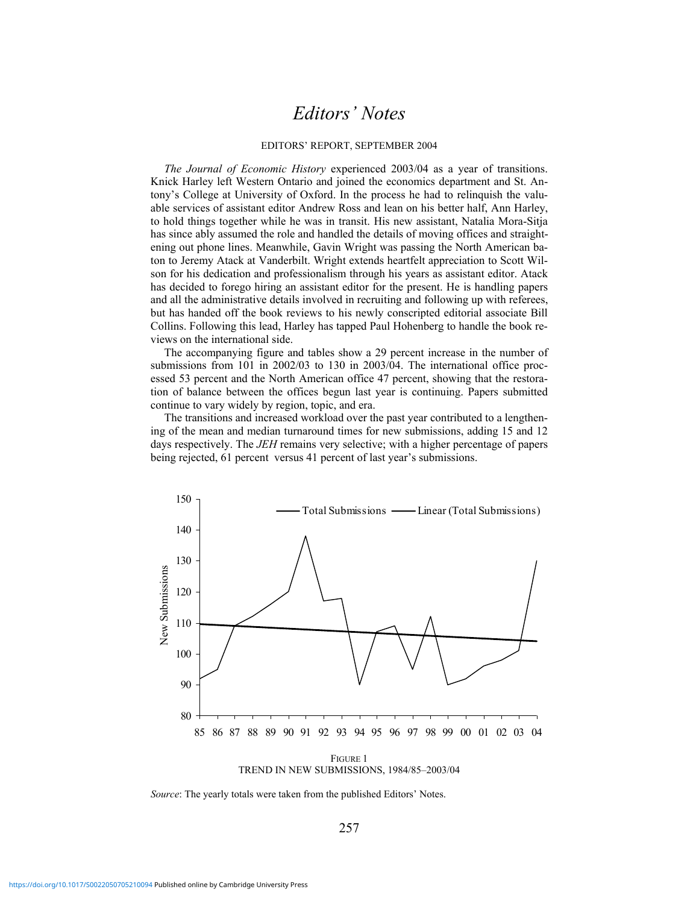# *Editors' Notes*

EDITORS' REPORT, SEPTEMBER 2004

*The Journal of Economic History* experienced 2003/04 as a year of transitions. Knick Harley left Western Ontario and joined the economics department and St. Antony's College at University of Oxford. In the process he had to relinquish the valuable services of assistant editor Andrew Ross and lean on his better half, Ann Harley, to hold things together while he was in transit. His new assistant, Natalia Mora-Sitja has since ably assumed the role and handled the details of moving offices and straightening out phone lines. Meanwhile, Gavin Wright was passing the North American baton to Jeremy Atack at Vanderbilt. Wright extends heartfelt appreciation to Scott Wilson for his dedication and professionalism through his years as assistant editor. Atack has decided to forego hiring an assistant editor for the present. He is handling papers and all the administrative details involved in recruiting and following up with referees, but has handed off the book reviews to his newly conscripted editorial associate Bill Collins. Following this lead, Harley has tapped Paul Hohenberg to handle the book reviews on the international side.

The accompanying figure and tables show a 29 percent increase in the number of submissions from 101 in 2002/03 to 130 in 2003/04. The international office processed 53 percent and the North American office 47 percent, showing that the restoration of balance between the offices begun last year is continuing. Papers submitted continue to vary widely by region, topic, and era.

The transitions and increased workload over the past year contributed to a lengthening of the mean and median turnaround times for new submissions, adding 15 and 12 days respectively. The *JEH* remains very selective; with a higher percentage of papers being rejected, 61 percent versus 41 percent of last year's submissions.

FIGURE 1
TREND IN NEW SUBMISSIONS, 1984/85–2003/04

*Source*: The yearly totals were taken from the published Editors' Notes.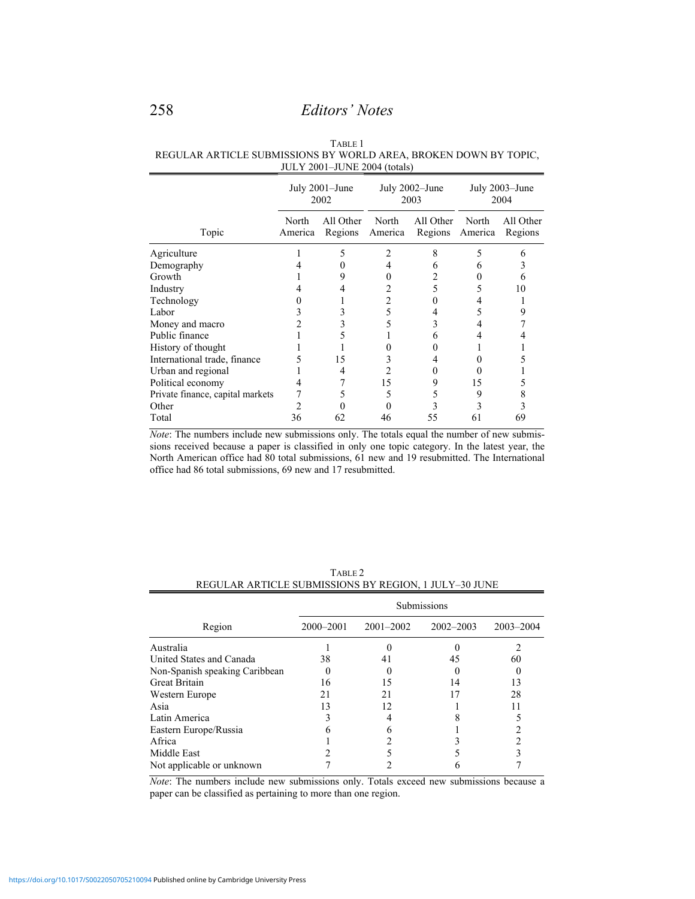TABLE 1
REGULAR ARTICLE SUBMISSIONS BY WORLD AREA, BROKEN DOWN BY TOPIC, JULY 2001–JUNE 2004 (totals)

| Topic | July 2001–June 2002 | | July 2002–June 2003 | | July 2003–June 2004 | |
|---|---|---|---|---|---|---|
| | North America | All Other Regions | North America | All Other Regions | North America | All Other Regions |
| Agriculture | 1 | 5 | 2 | 8 | 5 | 6 |
| Demography | 4 | 0 | 4 | 6 | 6 | 3 |
| Growth | 1 | 9 | 0 | 2 | 0 | 6 |
| Industry | 4 | 4 | 2 | 5 | 5 | 10 |
| Technology | 0 | 1 | 2 | 0 | 4 | 1 |
| Labor | 3 | 3 | 5 | 4 | 5 | 9 |
| Money and macro | 2 | 3 | 5 | 3 | 4 | 7 |
| Public finance | 1 | 5 | 1 | 6 | 4 | 4 |
| History of thought | 1 | 1 | 0 | 0 | 1 | 1 |
| International trade, finance | 5 | 15 | 3 | 4 | 0 | 5 |
| Urban and regional | 1 | 4 | 2 | 0 | 0 | 1 |
| Political economy | 4 | 7 | 15 | 9 | 15 | 5 |
| Private finance, capital markets | 7 | 5 | 5 | 5 | 9 | 8 |
| Other | 2 | 0 | 0 | 3 | 3 | 3 |
| Total | 36 | 62 | 46 | 55 | 61 | 69 |

*Note*: The numbers include new submissions only. The totals equal the number of new submissions received because a paper is classified in only one topic category. In the latest year, the North American office had 80 total submissions, 61 new and 19 resubmitted. The International office had 86 total submissions, 69 new and 17 resubmitted.

TABLE 2
REGULAR ARTICLE SUBMISSIONS BY REGION, 1 JULY–30 JUNE

| Region | Submissions | | | |
|---|---|---|---|---|
| | 2000–2001 | 2001–2002 | 2002–2003 | 2003–2004 |
| Australia | 1 | 0 | 0 | 2 |
| United States and Canada | 38 | 41 | 45 | 60 |
| Non-Spanish speaking Caribbean | 0 | 0 | 0 | 0 |
| Great Britain | 16 | 15 | 14 | 13 |
| Western Europe | 21 | 21 | 17 | 28 |
| Asia | 13 | 12 | 1 | 11 |
| Latin America | 3 | 4 | 8 | 5 |
| Eastern Europe/Russia | 6 | 6 | 1 | 2 |
| Africa | 1 | 2 | 3 | 2 |
| Middle East | 2 | 5 | 5 | 3 |
| Not applicable or unknown | 7 | 2 | 6 | 7 |

*Note*: The numbers include new submissions only. Totals exceed new submissions because a paper can be classified as pertaining to more than one region.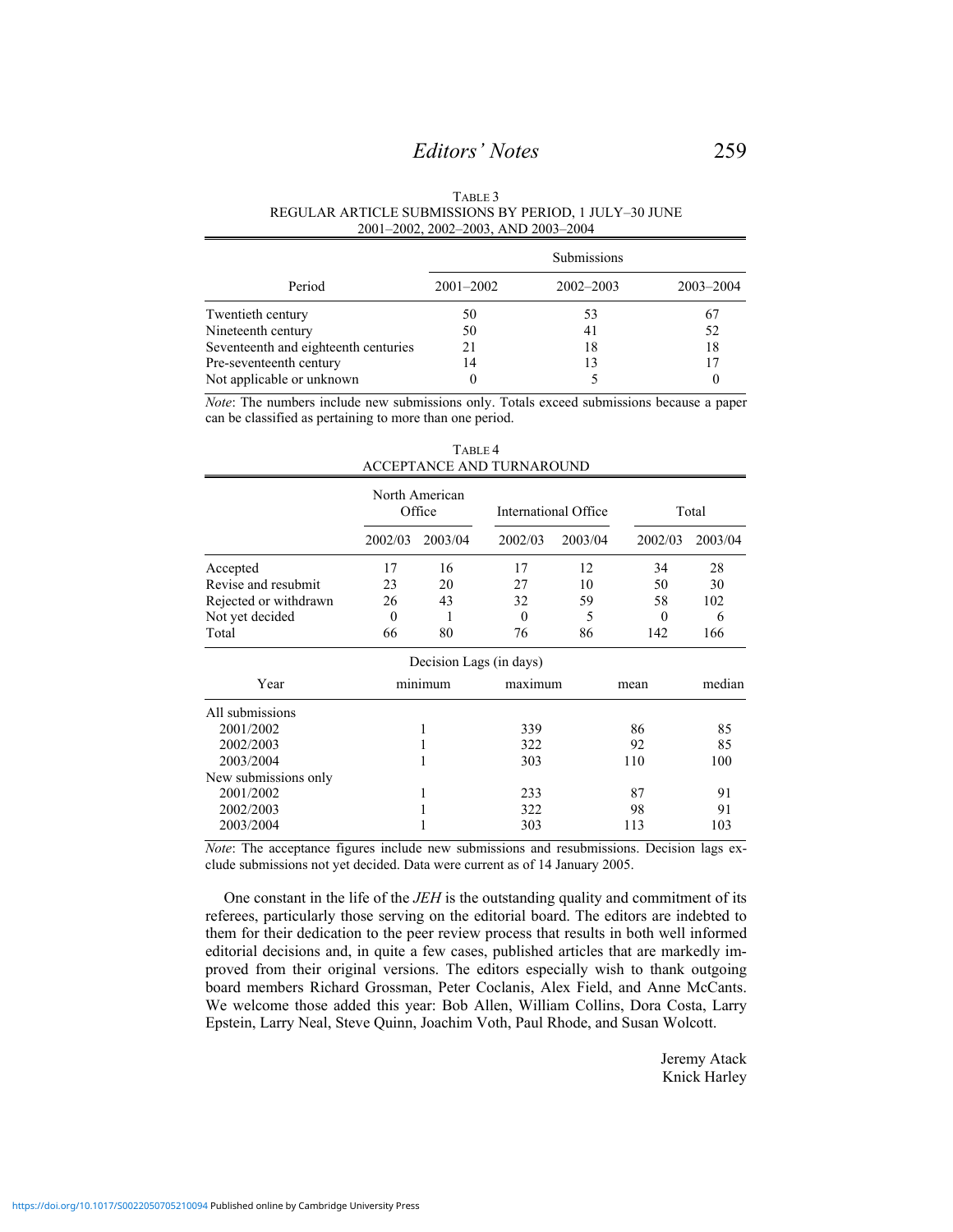TABLE 3
REGULAR ARTICLE SUBMISSIONS BY PERIOD, 1 JULY–30 JUNE
2001–2002, 2002–2003, AND 2003–2004

| | Submissions | | |
|---|---|---|---|
| Period | 2001–2002 | 2002–2003 | 2003–2004 |
| Twentieth century | 50 | 53 | 67 |
| Nineteenth century | 50 | 41 | 52 |
| Seventeenth and eighteenth centuries | 21 | 18 | 18 |
| Pre-seventeenth century | 14 | 13 | 17 |
| Not applicable or unknown | 0 | 5 | 0 |

*Note*: The numbers include new submissions only. Totals exceed submissions because a paper can be classified as pertaining to more than one period.

TABLE 4
ACCEPTANCE AND TURNAROUND

| | North American Office | | International Office | | Total | |
|---|---|---|---|---|---|---|
| | 2002/03 | 2003/04 | 2002/03 | 2003/04 | 2002/03 | 2003/04 |
| Accepted | 17 | 16 | 17 | 12 | 34 | 28 |
| Revise and resubmit | 23 | 20 | 27 | 10 | 50 | 30 |
| Rejected or withdrawn | 26 | 43 | 32 | 59 | 58 | 102 |
| Not yet decided | 0 | 1 | 0 | 5 | 0 | 6 |
| Total | 66 | 80 | 76 | 86 | 142 | 166 |

Decision Lags (in days)

| Year | minimum | maximum | mean | median |
|---|---|---|---|---|
| All submissions | | | | |
| 2001/2002 | 1 | 339 | 86 | 85 |
| 2002/2003 | 1 | 322 | 92 | 85 |
| 2003/2004 | 1 | 303 | 110 | 100 |
| New submissions only | | | | |
| 2001/2002 | 1 | 233 | 87 | 91 |
| 2002/2003 | 1 | 322 | 98 | 91 |
| 2003/2004 | 1 | 303 | 113 | 103 |

*Note*: The acceptance figures include new submissions and resubmissions. Decision lags exclude submissions not yet decided. Data were current as of 14 January 2005.

One constant in the life of the *JEH* is the outstanding quality and commitment of its referees, particularly those serving on the editorial board. The editors are indebted to them for their dedication to the peer review process that results in both well informed editorial decisions and, in quite a few cases, published articles that are markedly improved from their original versions. The editors especially wish to thank outgoing board members Richard Grossman, Peter Coclanis, Alex Field, and Anne McCants. We welcome those added this year: Bob Allen, William Collins, Dora Costa, Larry Epstein, Larry Neal, Steve Quinn, Joachim Voth, Paul Rhode, and Susan Wolcott.

Jeremy Atack
Knick Harley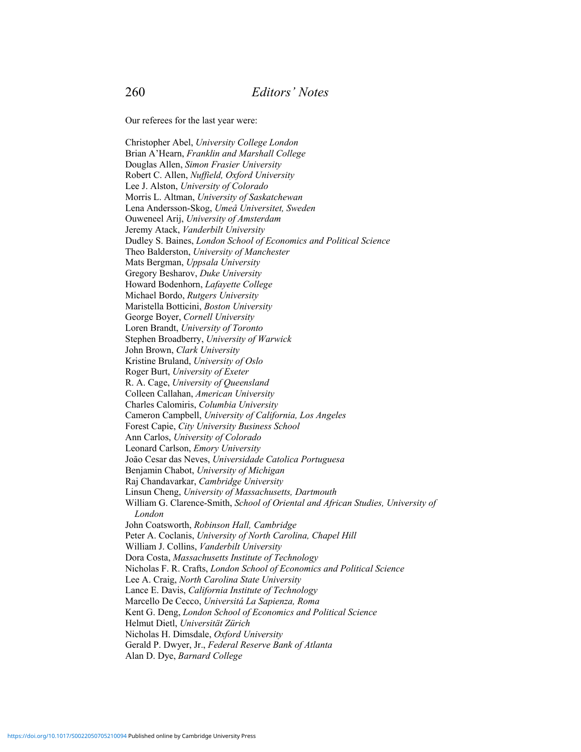Our referees for the last year were:

Christopher Abel, *University College London*
Brian A'Hearn, *Franklin and Marshall College*
Douglas Allen, *Simon Frasier University*
Robert C. Allen, *Nuffield, Oxford University*
Lee J. Alston, *University of Colorado*
Morris L. Altman, *University of Saskatchewan*
Lena Andersson-Skog, *Umeå Universitet, Sweden*
Ouweneel Arij, *University of Amsterdam*
Jeremy Atack, *Vanderbilt University*
Dudley S. Baines, *London School of Economics and Political Science*
Theo Balderston, *University of Manchester*
Mats Bergman, *Uppsala University*
Gregory Besharov, *Duke University*
Howard Bodenhorn, *Lafayette College*
Michael Bordo, *Rutgers University*
Maristella Botticini, *Boston University*
George Boyer, *Cornell University*
Loren Brandt, *University of Toronto*
Stephen Broadberry, *University of Warwick*
John Brown, *Clark University*
Kristine Bruland, *University of Oslo*
Roger Burt, *University of Exeter*
R. A. Cage, *University of Queensland*
Colleen Callahan, *American University*
Charles Calomiris, *Columbia University*
Cameron Campbell, *University of California, Los Angeles*
Forest Capie, *City University Business School*
Ann Carlos, *University of Colorado*
Leonard Carlson, *Emory University*
João Cesar das Neves, *Universidade Catolica Portuguesa*
Benjamin Chabot, *University of Michigan*
Raj Chandavarkar, *Cambridge University*
Linsun Cheng, *University of Massachusetts, Dartmouth*
William G. Clarence-Smith, *School of Oriental and African Studies, University of London*
John Coatsworth, *Robinson Hall, Cambridge*
Peter A. Coclanis, *University of North Carolina, Chapel Hill*
William J. Collins, *Vanderbilt University*
Dora Costa, *Massachusetts Institute of Technology*
Nicholas F. R. Crafts, *London School of Economics and Political Science*
Lee A. Craig, *North Carolina State University*
Lance E. Davis, *California Institute of Technology*
Marcello De Cecco, *Universitá La Sapienza, Roma*
Kent G. Deng, *London School of Economics and Political Science*
Helmut Dietl, *Universität Zürich*
Nicholas H. Dimsdale, *Oxford University*
Gerald P. Dwyer, Jr., *Federal Reserve Bank of Atlanta*
Alan D. Dye, *Barnard College*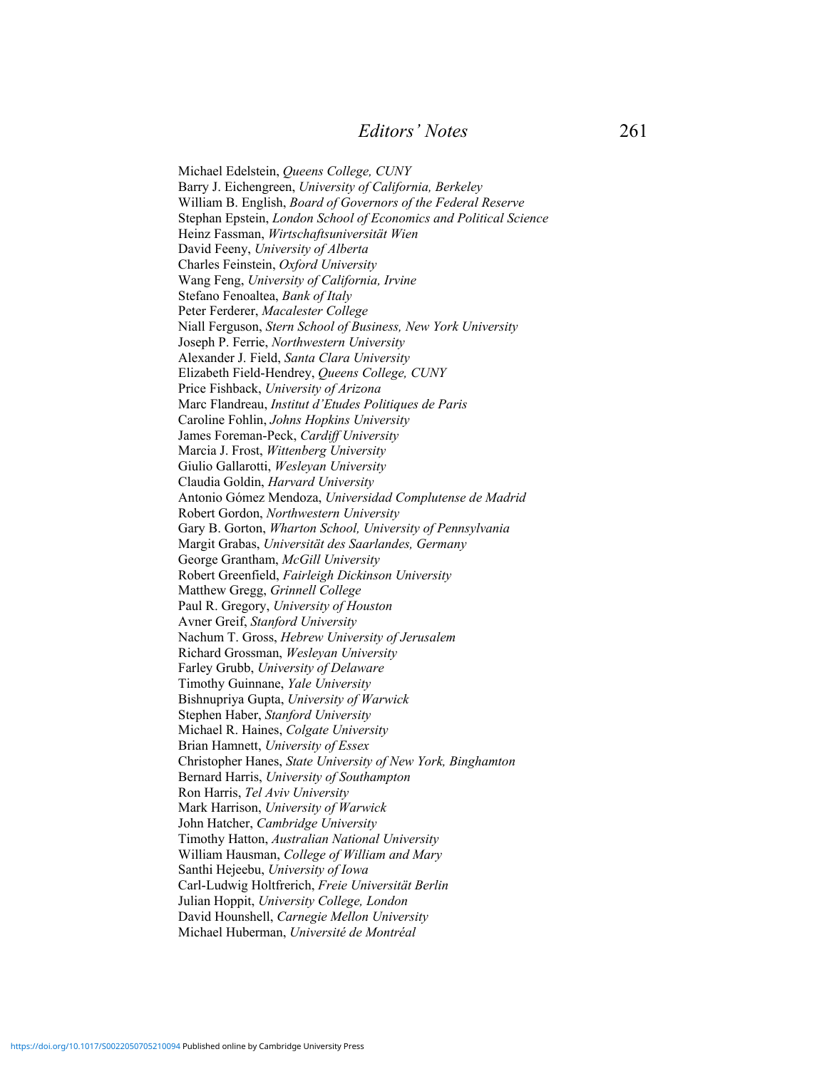Michael Edelstein, *Queens College, CUNY*
Barry J. Eichengreen, *University of California, Berkeley*
William B. English, *Board of Governors of the Federal Reserve*
Stephan Epstein, *London School of Economics and Political Science*
Heinz Fassman, *Wirtschaftsuniversität Wien*
David Feeny, *University of Alberta*
Charles Feinstein, *Oxford University*
Wang Feng, *University of California, Irvine*
Stefano Fenoaltea, *Bank of Italy*
Peter Ferderer, *Macalester College*
Niall Ferguson, *Stern School of Business, New York University*
Joseph P. Ferrie, *Northwestern University*
Alexander J. Field, *Santa Clara University*
Elizabeth Field-Hendrey, *Queens College, CUNY*
Price Fishback, *University of Arizona*
Marc Flandreau, *Institut d'Etudes Politiques de Paris*
Caroline Fohlin, *Johns Hopkins University*
James Foreman-Peck, *Cardiff University*
Marcia J. Frost, *Wittenberg University*
Giulio Gallarotti, *Wesleyan University*
Claudia Goldin, *Harvard University*
Antonio Gómez Mendoza, *Universidad Complutense de Madrid*
Robert Gordon, *Northwestern University*
Gary B. Gorton, *Wharton School, University of Pennsylvania*
Margit Grabas, *Universität des Saarlandes, Germany*
George Grantham, *McGill University*
Robert Greenfield, *Fairleigh Dickinson University*
Matthew Gregg, *Grinnell College*
Paul R. Gregory, *University of Houston*
Avner Greif, *Stanford University*
Nachum T. Gross, *Hebrew University of Jerusalem*
Richard Grossman, *Wesleyan University*
Farley Grubb, *University of Delaware*
Timothy Guinnane, *Yale University*
Bishnupriya Gupta, *University of Warwick*
Stephen Haber, *Stanford University*
Michael R. Haines, *Colgate University*
Brian Hamnett, *University of Essex*
Christopher Hanes, *State University of New York, Binghamton*
Bernard Harris, *University of Southampton*
Ron Harris, *Tel Aviv University*
Mark Harrison, *University of Warwick*
John Hatcher, *Cambridge University*
Timothy Hatton, *Australian National University*
William Hausman, *College of William and Mary*
Santhi Hejeebu, *University of Iowa*
Carl-Ludwig Holtfrerich, *Freie Universität Berlin*
Julian Hoppit, *University College, London*
David Hounshell, *Carnegie Mellon University*
Michael Huberman, *Université de Montréal*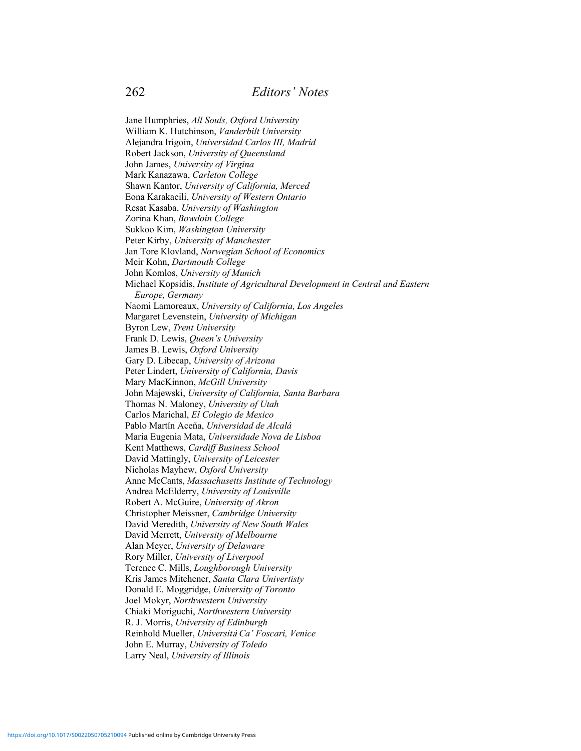Jane Humphries, *All Souls, Oxford University*  
William K. Hutchinson, *Vanderbilt University*  
Alejandra Irigoin, *Universidad Carlos III, Madrid*  
Robert Jackson, *University of Queensland*  
John James, *University of Virgina*  
Mark Kanazawa, *Carleton College*  
Shawn Kantor, *University of California, Merced*  
Eona Karakacili, *University of Western Ontario*  
Resat Kasaba, *University of Washington*  
Zorina Khan, *Bowdoin College*  
Sukkoo Kim, *Washington University*  
Peter Kirby, *University of Manchester*  
Jan Tore Klovland, *Norwegian School of Economics*  
Meir Kohn, *Dartmouth College*  
John Komlos, *University of Munich*  
Michael Kopsidis, *Institute of Agricultural Development in Central and Eastern Europe, Germany*  
Naomi Lamoreaux, *University of California, Los Angeles*  
Margaret Levenstein, *University of Michigan*  
Byron Lew, *Trent University*  
Frank D. Lewis, *Queen's University*  
James B. Lewis, *Oxford University*  
Gary D. Libecap, *University of Arizona*  
Peter Lindert, *University of California, Davis*  
Mary MacKinnon, *McGill University*  
John Majewski, *University of California, Santa Barbara*  
Thomas N. Maloney, *University of Utah*  
Carlos Marichal, *El Colegio de Mexico*  
Pablo Martín Aceña, *Universidad de Alcalá*  
Maria Eugenia Mata, *Universidade Nova de Lisboa*  
Kent Matthews, *Cardiff Business School*  
David Mattingly, *University of Leicester*  
Nicholas Mayhew, *Oxford University*  
Anne McCants, *Massachusetts Institute of Technology*  
Andrea McElderry, *University of Louisville*  
Robert A. McGuire, *University of Akron*  
Christopher Meissner, *Cambridge University*  
David Meredith, *University of New South Wales*  
David Merrett, *University of Melbourne*  
Alan Meyer, *University of Delaware*  
Rory Miller, *University of Liverpool*  
Terence C. Mills, *Loughborough University*  
Kris James Mitchener, *Santa Clara Univertisty*  
Donald E. Moggridge, *University of Toronto*  
Joel Mokyr, *Northwestern University*  
Chiaki Moriguchi, *Northwestern University*  
R. J. Morris, *University of Edinburgh*  
Reinhold Mueller, *Università Ca' Foscari, Venice*  
John E. Murray, *University of Toledo*  
Larry Neal, *University of Illinois*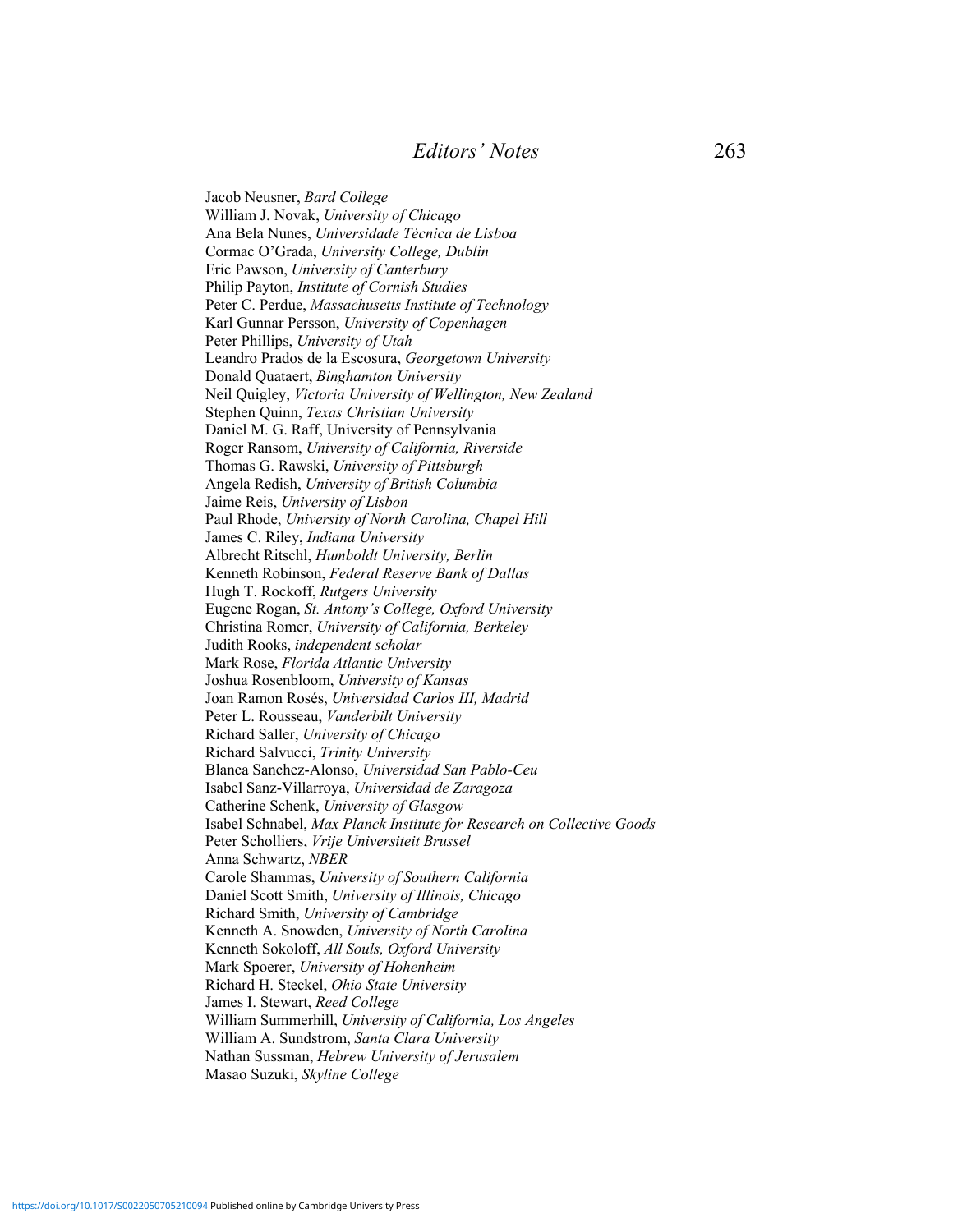Jacob Neusner, *Bard College*
William J. Novak, *University of Chicago*
Ana Bela Nunes, *Universidade Técnica de Lisboa*
Cormac O'Grada, *University College, Dublin*
Eric Pawson, *University of Canterbury*
Philip Payton, *Institute of Cornish Studies*
Peter C. Perdue, *Massachusetts Institute of Technology*
Karl Gunnar Persson, *University of Copenhagen*
Peter Phillips, *University of Utah*
Leandro Prados de la Escosura, *Georgetown University*
Donald Quataert, *Binghamton University*
Neil Quigley, *Victoria University of Wellington, New Zealand*
Stephen Quinn, *Texas Christian University*
Daniel M. G. Raff, University of Pennsylvania
Roger Ransom, *University of California, Riverside*
Thomas G. Rawski, *University of Pittsburgh*
Angela Redish, *University of British Columbia*
Jaime Reis, *University of Lisbon*
Paul Rhode, *University of North Carolina, Chapel Hill*
James C. Riley, *Indiana University*
Albrecht Ritschl, *Humboldt University, Berlin*
Kenneth Robinson, *Federal Reserve Bank of Dallas*
Hugh T. Rockoff, *Rutgers University*
Eugene Rogan, *St. Antony's College, Oxford University*
Christina Romer, *University of California, Berkeley*
Judith Rooks, *independent scholar*
Mark Rose, *Florida Atlantic University*
Joshua Rosenbloom, *University of Kansas*
Joan Ramon Rosés, *Universidad Carlos III, Madrid*
Peter L. Rousseau, *Vanderbilt University*
Richard Saller, *University of Chicago*
Richard Salvucci, *Trinity University*
Blanca Sanchez-Alonso, *Universidad San Pablo-Ceu*
Isabel Sanz-Villarroya, *Universidad de Zaragoza*
Catherine Schenk, *University of Glasgow*
Isabel Schnabel, *Max Planck Institute for Research on Collective Goods*
Peter Scholliers, *Vrije Universiteit Brussel*
Anna Schwartz, *NBER*
Carole Shammas, *University of Southern California*
Daniel Scott Smith, *University of Illinois, Chicago*
Richard Smith, *University of Cambridge*
Kenneth A. Snowden, *University of North Carolina*
Kenneth Sokoloff, *All Souls, Oxford University*
Mark Spoerer, *University of Hohenheim*
Richard H. Steckel, *Ohio State University*
James I. Stewart, *Reed College*
William Summerhill, *University of California, Los Angeles*
William A. Sundstrom, *Santa Clara University*
Nathan Sussman, *Hebrew University of Jerusalem*
Masao Suzuki, *Skyline College*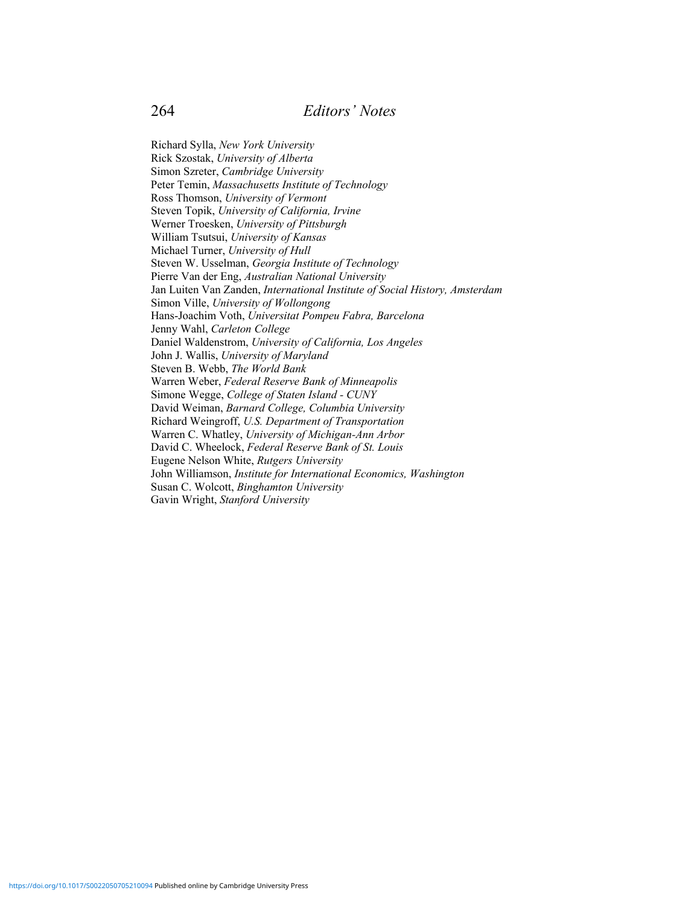Richard Sylla, *New York University*
Rick Szostak, *University of Alberta*
Simon Szreter, *Cambridge University*
Peter Temin, *Massachusetts Institute of Technology*
Ross Thomson, *University of Vermont*
Steven Topik, *University of California, Irvine*
Werner Troesken, *University of Pittsburgh*
William Tsutsui, *University of Kansas*
Michael Turner, *University of Hull*
Steven W. Usselman, *Georgia Institute of Technology*
Pierre Van der Eng, *Australian National University*
Jan Luiten Van Zanden, *International Institute of Social History, Amsterdam*
Simon Ville, *University of Wollongong*
Hans-Joachim Voth, *Universitat Pompeu Fabra, Barcelona*
Jenny Wahl, *Carleton College*
Daniel Waldenstrom, *University of California, Los Angeles*
John J. Wallis, *University of Maryland*
Steven B. Webb, *The World Bank*
Warren Weber, *Federal Reserve Bank of Minneapolis*
Simone Wegge, *College of Staten Island - CUNY*
David Weiman, *Barnard College, Columbia University*
Richard Weingroff, *U.S. Department of Transportation*
Warren C. Whatley, *University of Michigan-Ann Arbor*
David C. Wheelock, *Federal Reserve Bank of St. Louis*
Eugene Nelson White, *Rutgers University*
John Williamson, *Institute for International Economics, Washington*
Susan C. Wolcott, *Binghamton University*
Gavin Wright, *Stanford University*